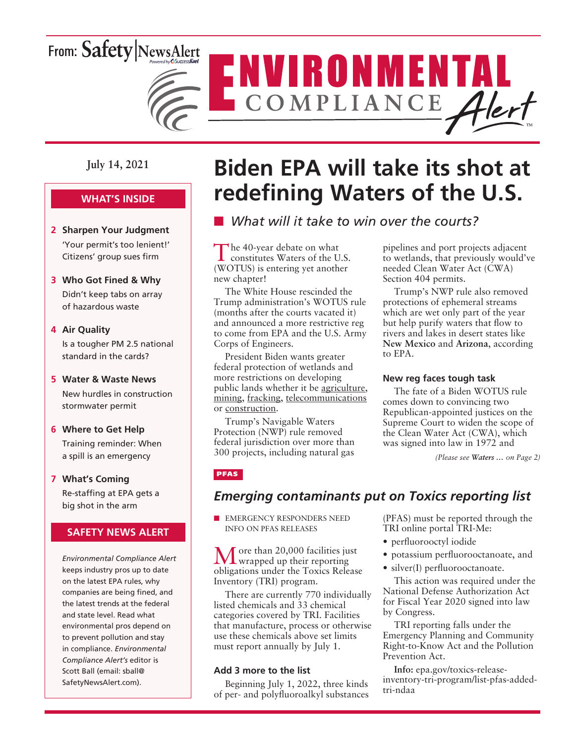From: Safety|NewsAlert

# ENVIRONMENTAL COMPLIANCE Alert

July 14, 2021

## WHAT'S INSIDE

**2 Sharpen Your Judgment**
'Your permit's too lenient!' Citizens' group sues firm

**3 Who Got Fined & Why**
Didn't keep tabs on array of hazardous waste

**4 Air Quality**
Is a tougher PM 2.5 national standard in the cards?

**5 Water & Waste News**
New hurdles in construction stormwater permit

**6 Where to Get Help**
Training reminder: When a spill is an emergency

**7 What's Coming**
Re-staffing at EPA gets a big shot in the arm

## SAFETY NEWS ALERT

*Environmental Compliance Alert* keeps industry pros up to date on the latest EPA rules, why companies are being fined, and the latest trends at the federal and state level. Read what environmental pros depend on to prevent pollution and stay in compliance. *Environmental Compliance Alert's* editor is Scott Ball (email: sball@SafetyNewsAlert.com).

# Biden EPA will take its shot at redefining Waters of the U.S.

■ *What will it take to win over the courts?*

The 40-year debate on what constitutes Waters of the U.S. (WOTUS) is entering yet another new chapter!

The White House rescinded the Trump administration's WOTUS rule (months after the courts vacated it) and announced a more restrictive reg to come from EPA and the U.S. Army Corps of Engineers.

President Biden wants greater federal protection of wetlands and more restrictions on developing public lands whether it be agriculture, mining, fracking, telecommunications or construction.

Trump's Navigable Waters Protection (NWP) rule removed federal jurisdiction over more than 300 projects, including natural gas pipelines and port projects adjacent to wetlands, that previously would've needed Clean Water Act (CWA) Section 404 permits.

Trump's NWP rule also removed protections of ephemeral streams which are wet only part of the year but help purify waters that flow to rivers and lakes in desert states like **New Mexico** and **Arizona**, according to EPA.

### New reg faces tough task

The fate of a Biden WOTUS rule comes down to convincing two Republican-appointed justices on the Supreme Court to widen the scope of the Clean Water Act (CWA), which was signed into law in 1972 and

*(Please see **Waters …** on Page 2)*

PFAS

## Emerging contaminants put on Toxics reporting list

■ EMERGENCY RESPONDERS NEED INFO ON PFAS RELEASES

More than 20,000 facilities just wrapped up their reporting obligations under the Toxics Release Inventory (TRI) program.

There are currently 770 individually listed chemicals and 33 chemical categories covered by TRI. Facilities that manufacture, process or otherwise use these chemicals above set limits must report annually by July 1.

### Add 3 more to the list

Beginning July 1, 2022, three kinds of per- and polyfluoroalkyl substances (PFAS) must be reported through the TRI online portal TRI-Me:

- perfluorooctyl iodide
- potassium perfluorooctanoate, and
- silver(I) perfluorooctanoate.

This action was required under the National Defense Authorization Act for Fiscal Year 2020 signed into law by Congress.

TRI reporting falls under the Emergency Planning and Community Right-to-Know Act and the Pollution Prevention Act.

**Info:** epa.gov/toxics-release-inventory-tri-program/list-pfas-added-tri-ndaa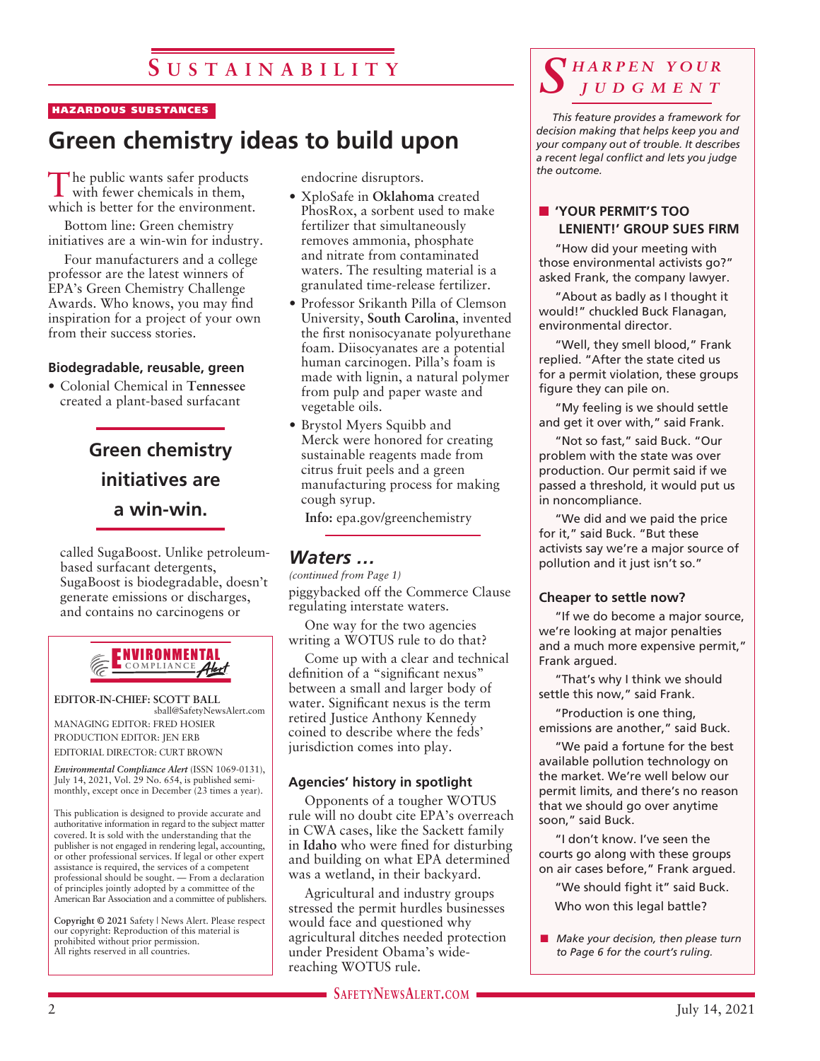# Sustainability

HAZARDOUS SUBSTANCES

## Green chemistry ideas to build upon

The public wants safer products with fewer chemicals in them, which is better for the environment.

Bottom line: Green chemistry initiatives are a win-win for industry.

Four manufacturers and a college professor are the latest winners of EPA's Green Chemistry Challenge Awards. Who knows, you may find inspiration for a project of your own from their success stories.

### Biodegradable, reusable, green

- Colonial Chemical in **Tennessee** created a plant-based surfacant called SugaBoost. Unlike petroleum-based surfactant detergents, SugaBoost is biodegradable, doesn't generate emissions or discharges, and contains no carcinogens or endocrine disruptors.

**Green chemistry initiatives are a win-win.**

- XploSafe in **Oklahoma** created PhosRox, a sorbent used to make fertilizer that simultaneously removes ammonia, phosphate and nitrate from contaminated waters. The resulting material is a granulated time-release fertilizer.
- Professor Srikanth Pilla of Clemson University, **South Carolina**, invented the first nonisocyanate polyurethane foam. Diisocyanates are a potential human carcinogen. Pilla's foam is made with lignin, a natural polymer from pulp and paper waste and vegetable oils.
- Brystol Myers Squibb and Merck were honored for creating sustainable reagents made from citrus fruit peels and a green manufacturing process for making cough syrup.

**Info:** epa.gov/greenchemistry

---

**Environmental Compliance Alert**

EDITOR-IN-CHIEF: SCOTT BALL
sball@SafetyNewsAlert.com
MANAGING EDITOR: FRED HOSIER
PRODUCTION EDITOR: JEN ERB
EDITORIAL DIRECTOR: CURT BROWN

***Environmental Compliance Alert*** (ISSN 1069-0131), July 14, 2021, Vol. 29 No. 654, is published semi-monthly, except once in December (23 times a year).

This publication is designed to provide accurate and authoritative information in regard to the subject matter covered. It is sold with the understanding that the publisher is not engaged in rendering legal, accounting, or other professional services. If legal or other expert assistance is required, the services of a competent professional should be sought. — From a declaration of principles jointly adopted by a committee of the American Bar Association and a committee of publishers.

**Copyright © 2021** Safety | News Alert. Please respect our copyright: Reproduction of this material is prohibited without prior permission. All rights reserved in all countries.

---

## *Waters …*

*(continued from Page 1)*

piggybacked off the Commerce Clause regulating interstate waters.

One way for the two agencies writing a WOTUS rule to do that?

Come up with a clear and technical definition of a "significant nexus" between a small and larger body of water. Significant nexus is the term retired Justice Anthony Kennedy coined to describe where the feds' jurisdiction comes into play.

### Agencies' history in spotlight

Opponents of a tougher WOTUS rule will no doubt cite EPA's overreach in CWA cases, like the Sackett family in **Idaho** who were fined for disturbing and building on what EPA determined was a wetland, in their backyard.

Agricultural and industry groups stressed the permit hurdles businesses would face and questioned why agricultural ditches needed protection under President Obama's wide-reaching WOTUS rule.

---

## *Sharpen Your Judgment*

*This feature provides a framework for decision making that helps keep you and your company out of trouble. It describes a recent legal conflict and lets you judge the outcome.*

### 'YOUR PERMIT'S TOO LENIENT!' GROUP SUES FIRM

"How did your meeting with those environmental activists go?" asked Frank, the company lawyer.

"About as badly as I thought it would!" chuckled Buck Flanagan, environmental director.

"Well, they smell blood," Frank replied. "After the state cited us for a permit violation, these groups figure they can pile on.

"My feeling is we should settle and get it over with," said Frank.

"Not so fast," said Buck. "Our problem with the state was over production. Our permit said if we passed a threshold, it would put us in noncompliance.

"We did and we paid the price for it," said Buck. "But these activists say we're a major source of pollution and it just isn't so."

### Cheaper to settle now?

"If we do become a major source, we're looking at major penalties and a much more expensive permit," Frank argued.

"That's why I think we should settle this now," said Frank.

"Production is one thing, emissions are another," said Buck.

"We paid a fortune for the best available pollution technology on the market. We're well below our permit limits, and there's no reason that we should go over anytime soon," said Buck.

"I don't know. I've seen the courts go along with these groups on air cases before," Frank argued.

"We should fight it" said Buck.

Who won this legal battle?

- *Make your decision, then please turn to Page 6 for the court's ruling.*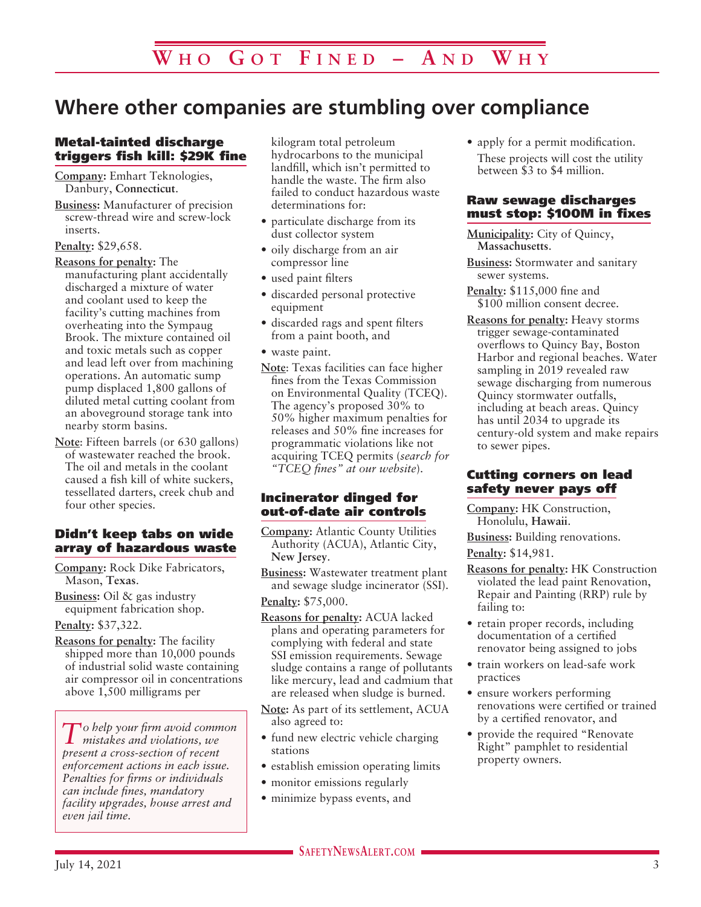# Who Got Fined – And Why

## Where other companies are stumbling over compliance

### Metal-tainted discharge triggers fish kill: $29K fine

**Company:** Emhart Teknologies, Danbury, **Connecticut**.

**Business:** Manufacturer of precision screw-thread wire and screw-lock inserts.

**Penalty:** $29,658.

**Reasons for penalty:** The manufacturing plant accidentally discharged a mixture of water and coolant used to keep the facility's cutting machines from overheating into the Sympaug Brook. The mixture contained oil and toxic metals such as copper and lead left over from machining operations. An automatic sump pump displaced 1,800 gallons of diluted metal cutting coolant from an aboveground storage tank into nearby storm basins.

**Note**: Fifteen barrels (or 630 gallons) of wastewater reached the brook. The oil and metals in the coolant caused a fish kill of white suckers, tessellated darters, creek chub and four other species.

### Didn't keep tabs on wide array of hazardous waste

**Company:** Rock Dike Fabricators, Mason, **Texas**.

**Business:** Oil & gas industry equipment fabrication shop.

**Penalty:** $37,322.

**Reasons for penalty:** The facility shipped more than 10,000 pounds of industrial solid waste containing air compressor oil in concentrations above 1,500 milligrams per kilogram total petroleum hydrocarbons to the municipal landfill, which isn't permitted to handle the waste. The firm also failed to conduct hazardous waste determinations for:

- particulate discharge from its dust collector system
- oily discharge from an air compressor line
- used paint filters
- discarded personal protective equipment
- discarded rags and spent filters from a paint booth, and
- waste paint.

**Note**: Texas facilities can face higher fines from the Texas Commission on Environmental Quality (TCEQ). The agency's proposed 30% to 50% higher maximum penalties for releases and 50% fine increases for programmatic violations like not acquiring TCEQ permits (*search for "TCEQ fines" at our website*).

*To help your firm avoid common mistakes and violations, we present a cross-section of recent enforcement actions in each issue. Penalties for firms or individuals can include fines, mandatory facility upgrades, house arrest and even jail time.*

### Incinerator dinged for out-of-date air controls

**Company:** Atlantic County Utilities Authority (ACUA), Atlantic City, **New Jersey**.

**Business:** Wastewater treatment plant and sewage sludge incinerator (SSI).

**Penalty:** $75,000.

**Reasons for penalty:** ACUA lacked plans and operating parameters for complying with federal and state SSI emission requirements. Sewage sludge contains a range of pollutants like mercury, lead and cadmium that are released when sludge is burned.

**Note:** As part of its settlement, ACUA also agreed to:

- fund new electric vehicle charging stations
- establish emission operating limits
- monitor emissions regularly
- minimize bypass events, and
- apply for a permit modification.

These projects will cost the utility between $3 to $4 million.

### Raw sewage discharges must stop: $100M in fixes

**Municipality:** City of Quincy, **Massachusetts**.

**Business:** Stormwater and sanitary sewer systems.

**Penalty:** $115,000 fine and $100 million consent decree.

**Reasons for penalty:** Heavy storms trigger sewage-contaminated overflows to Quincy Bay, Boston Harbor and regional beaches. Water sampling in 2019 revealed raw sewage discharging from numerous Quincy stormwater outfalls, including at beach areas. Quincy has until 2034 to upgrade its century-old system and make repairs to sewer pipes.

### Cutting corners on lead safety never pays off

**Company:** HK Construction, Honolulu, **Hawaii**.

**Business:** Building renovations.

**Penalty:** $14,981.

**Reasons for penalty:** HK Construction violated the lead paint Renovation, Repair and Painting (RRP) rule by failing to:

- retain proper records, including documentation of a certified renovator being assigned to jobs
- train workers on lead-safe work practices
- ensure workers performing renovations were certified or trained by a certified renovator, and
- provide the required "Renovate Right" pamphlet to residential property owners.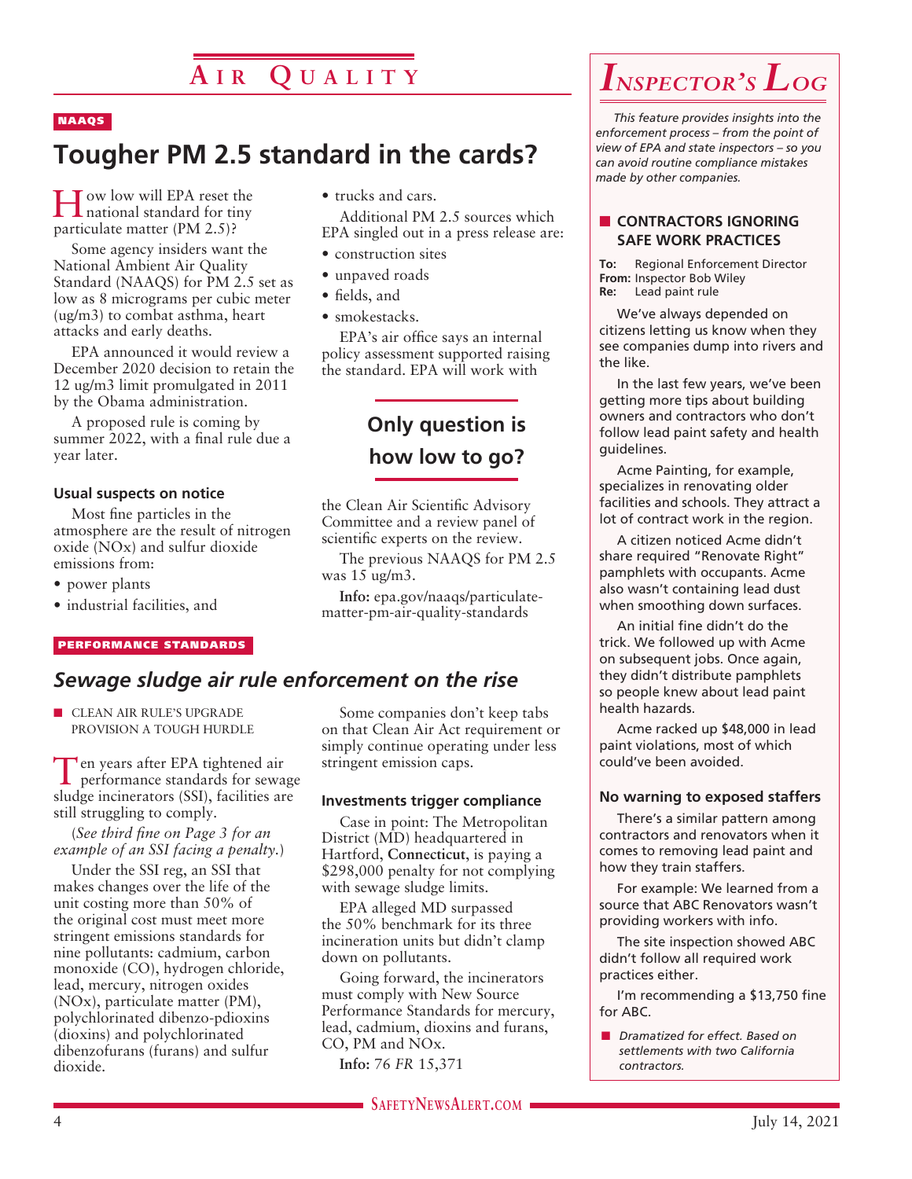# Air Quality

NAAQS

## Tougher PM 2.5 standard in the cards?

How low will EPA reset the national standard for tiny particulate matter (PM 2.5)?

Some agency insiders want the National Ambient Air Quality Standard (NAAQS) for PM 2.5 set as low as 8 micrograms per cubic meter (ug/m3) to combat asthma, heart attacks and early deaths.

EPA announced it would review a December 2020 decision to retain the 12 ug/m3 limit promulgated in 2011 by the Obama administration.

A proposed rule is coming by summer 2022, with a final rule due a year later.

### Usual suspects on notice

Most fine particles in the atmosphere are the result of nitrogen oxide (NOx) and sulfur dioxide emissions from:

- power plants
- industrial facilities, and
- trucks and cars.

Additional PM 2.5 sources which EPA singled out in a press release are:

- construction sites
- unpaved roads
- fields, and
- smokestacks.

EPA's air office says an internal policy assessment supported raising the standard. EPA will work with the Clean Air Scientific Advisory Committee and a review panel of scientific experts on the review.

**Only question is how low to go?**

The previous NAAQS for PM 2.5 was 15 ug/m3.

**Info:** epa.gov/naaqs/particulate-matter-pm-air-quality-standards

PERFORMANCE STANDARDS

## *Sewage sludge air rule enforcement on the rise*

- CLEAN AIR RULE'S UPGRADE PROVISION A TOUGH HURDLE

Ten years after EPA tightened air performance standards for sewage sludge incinerators (SSI), facilities are still struggling to comply.

(*See third fine on Page 3 for an example of an SSI facing a penalty.*)

Under the SSI reg, an SSI that makes changes over the life of the unit costing more than 50% of the original cost must meet more stringent emissions standards for nine pollutants: cadmium, carbon monoxide (CO), hydrogen chloride, lead, mercury, nitrogen oxides (NOx), particulate matter (PM), polychlorinated dibenzo-pdioxins (dioxins) and polychlorinated dibenzofurans (furans) and sulfur dioxide.

Some companies don't keep tabs on that Clean Air Act requirement or simply continue operating under less stringent emission caps.

### Investments trigger compliance

Case in point: The Metropolitan District (MD) headquartered in Hartford, **Connecticut**, is paying a $298,000 penalty for not complying with sewage sludge limits.

EPA alleged MD surpassed the 50% benchmark for its three incineration units but didn't clamp down on pollutants.

Going forward, the incinerators must comply with New Source Performance Standards for mercury, lead, cadmium, dioxins and furans, CO, PM and NOx.

**Info:** 76 *FR* 15,371

# *Inspector's Log*

*This feature provides insights into the enforcement process – from the point of view of EPA and state inspectors – so you can avoid routine compliance mistakes made by other companies.*

## CONTRACTORS IGNORING SAFE WORK PRACTICES

**To:** Regional Enforcement Director
**From:** Inspector Bob Wiley
**Re:** Lead paint rule

We've always depended on citizens letting us know when they see companies dump into rivers and the like.

In the last few years, we've been getting more tips about building owners and contractors who don't follow lead paint safety and health guidelines.

Acme Painting, for example, specializes in renovating older facilities and schools. They attract a lot of contract work in the region.

A citizen noticed Acme didn't share required "Renovate Right" pamphlets with occupants. Acme also wasn't containing lead dust when smoothing down surfaces.

An initial fine didn't do the trick. We followed up with Acme on subsequent jobs. Once again, they didn't distribute pamphlets so people knew about lead paint health hazards.

Acme racked up $48,000 in lead paint violations, most of which could've been avoided.

### No warning to exposed staffers

There's a similar pattern among contractors and renovators when it comes to removing lead paint and how they train staffers.

For example: We learned from a source that ABC Renovators wasn't providing workers with info.

The site inspection showed ABC didn't follow all required work practices either.

I'm recommending a $13,750 fine for ABC.

- *Dramatized for effect. Based on settlements with two California contractors.*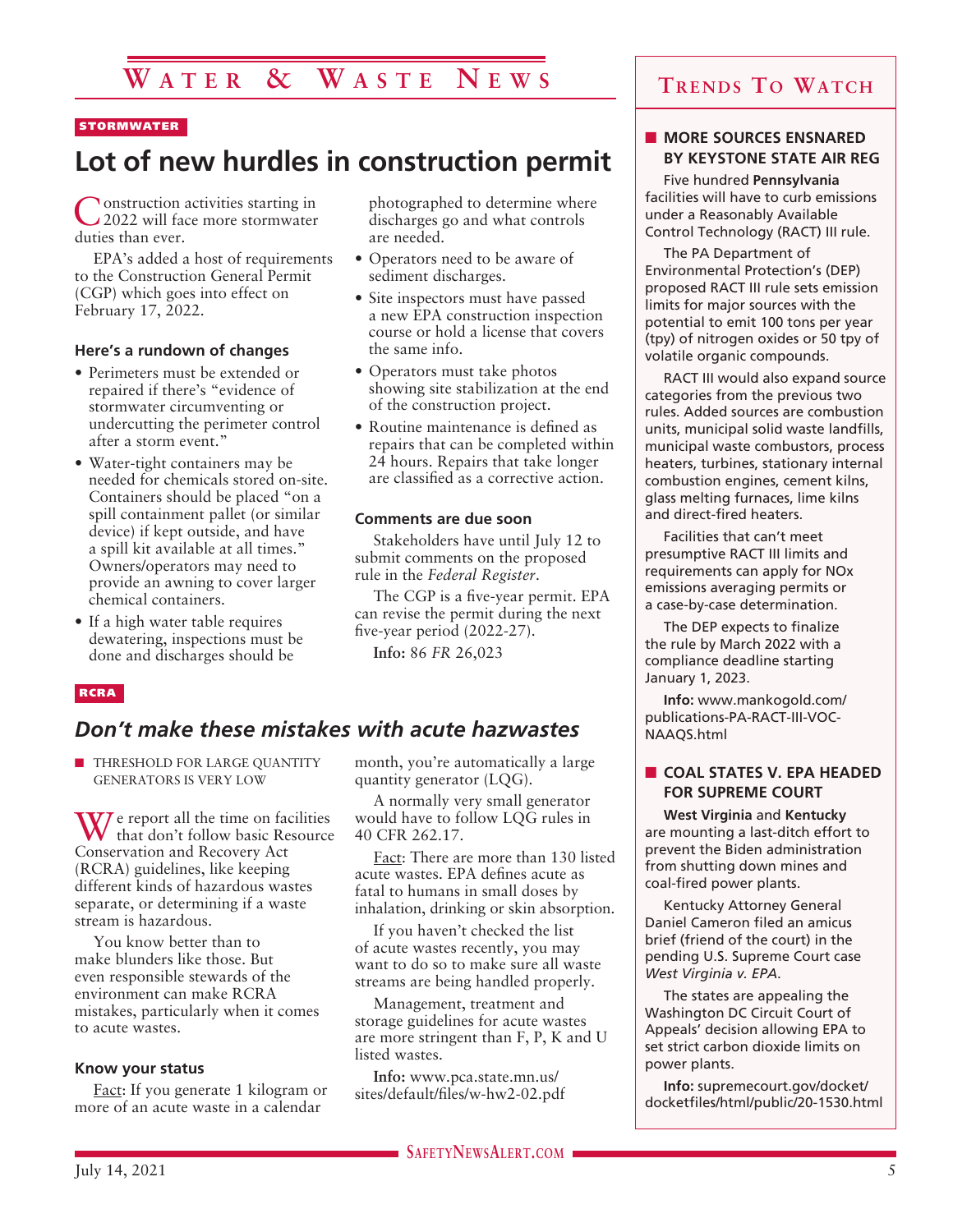# Water & Waste News

STORMWATER

## Lot of new hurdles in construction permit

Construction activities starting in 2022 will face more stormwater duties than ever.

EPA's added a host of requirements to the Construction General Permit (CGP) which goes into effect on February 17, 2022.

### Here's a rundown of changes

- Perimeters must be extended or repaired if there's "evidence of stormwater circumventing or undercutting the perimeter control after a storm event."
- Water-tight containers may be needed for chemicals stored on-site. Containers should be placed "on a spill containment pallet (or similar device) if kept outside, and have a spill kit available at all times." Owners/operators may need to provide an awning to cover larger chemical containers.
- If a high water table requires dewatering, inspections must be done and discharges should be photographed to determine where discharges go and what controls are needed.
- Operators need to be aware of sediment discharges.
- Site inspectors must have passed a new EPA construction inspection course or hold a license that covers the same info.
- Operators must take photos showing site stabilization at the end of the construction project.
- Routine maintenance is defined as repairs that can be completed within 24 hours. Repairs that take longer are classified as a corrective action.

### Comments are due soon

Stakeholders have until July 12 to submit comments on the proposed rule in the *Federal Register*.

The CGP is a five-year permit. EPA can revise the permit during the next five-year period (2022-27).

**Info:** 86 *FR* 26,023

RCRA

## *Don't make these mistakes with acute hazwastes*

■ THRESHOLD FOR LARGE QUANTITY GENERATORS IS VERY LOW

We report all the time on facilities that don't follow basic Resource Conservation and Recovery Act (RCRA) guidelines, like keeping different kinds of hazardous wastes separate, or determining if a waste stream is hazardous.

You know better than to make blunders like those. But even responsible stewards of the environment can make RCRA mistakes, particularly when it comes to acute wastes.

### Know your status

Fact: If you generate 1 kilogram or more of an acute waste in a calendar month, you're automatically a large quantity generator (LQG).

A normally very small generator would have to follow LQG rules in 40 CFR 262.17.

Fact: There are more than 130 listed acute wastes. EPA defines acute as fatal to humans in small doses by inhalation, drinking or skin absorption.

If you haven't checked the list of acute wastes recently, you may want to do so to make sure all waste streams are being handled properly.

Management, treatment and storage guidelines for acute wastes are more stringent than F, P, K and U listed wastes.

**Info:** www.pca.state.mn.us/sites/default/files/w-hw2-02.pdf

## Trends To Watch

### ■ MORE SOURCES ENSNARED BY KEYSTONE STATE AIR REG

Five hundred **Pennsylvania** facilities will have to curb emissions under a Reasonably Available Control Technology (RACT) III rule.

The PA Department of Environmental Protection's (DEP) proposed RACT III rule sets emission limits for major sources with the potential to emit 100 tons per year (tpy) of nitrogen oxides or 50 tpy of volatile organic compounds.

RACT III would also expand source categories from the previous two rules. Added sources are combustion units, municipal solid waste landfills, municipal waste combustors, process heaters, turbines, stationary internal combustion engines, cement kilns, glass melting furnaces, lime kilns and direct-fired heaters.

Facilities that can't meet presumptive RACT III limits and requirements can apply for NOx emissions averaging permits or a case-by-case determination.

The DEP expects to finalize the rule by March 2022 with a compliance deadline starting January 1, 2023.

**Info:** www.mankogold.com/publications-PA-RACT-III-VOC-NAAQS.html

### ■ COAL STATES V. EPA HEADED FOR SUPREME COURT

**West Virginia** and **Kentucky** are mounting a last-ditch effort to prevent the Biden administration from shutting down mines and coal-fired power plants.

Kentucky Attorney General Daniel Cameron filed an amicus brief (friend of the court) in the pending U.S. Supreme Court case *West Virginia v. EPA*.

The states are appealing the Washington DC Circuit Court of Appeals' decision allowing EPA to set strict carbon dioxide limits on power plants.

**Info:** supremecourt.gov/docket/docketfiles/html/public/20-1530.html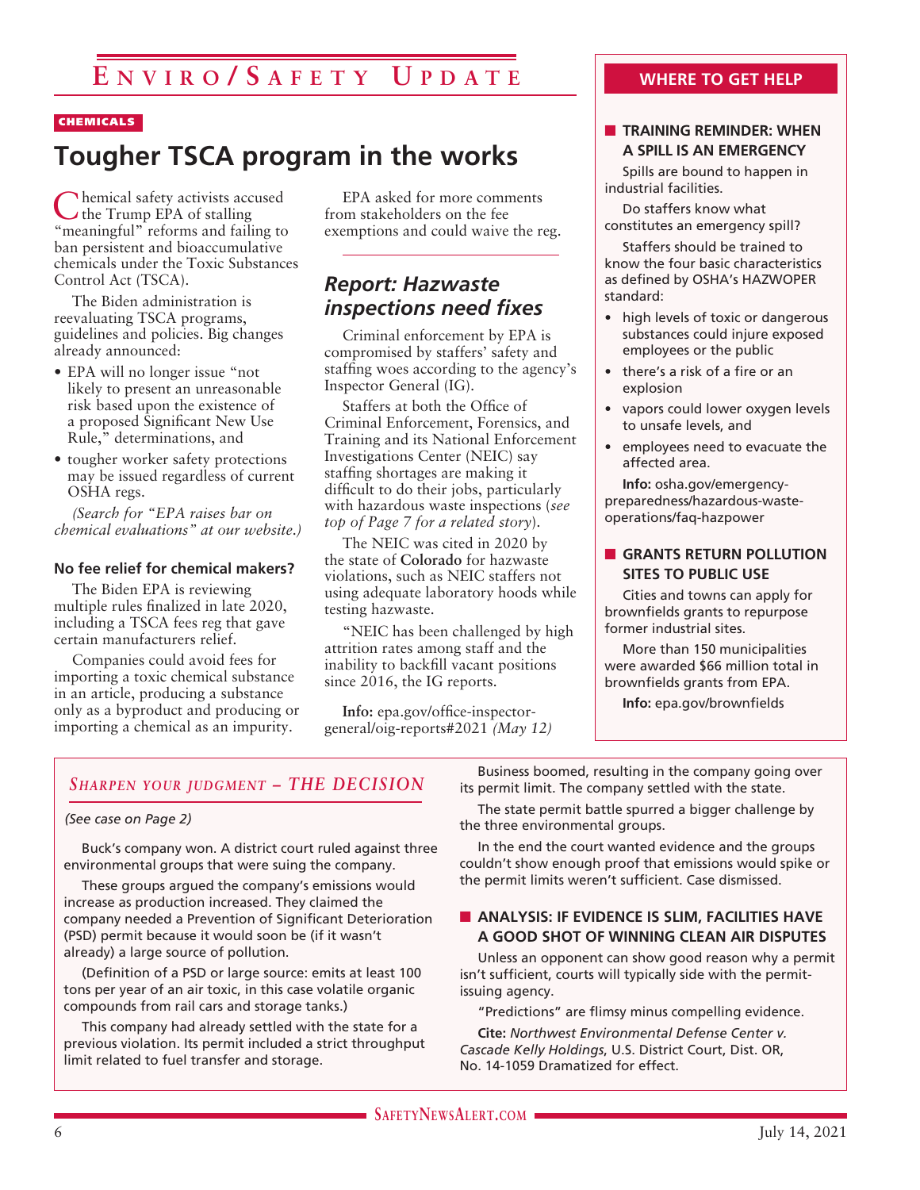# Enviro/Safety Update

CHEMICALS

## Tougher TSCA program in the works

Chemical safety activists accused the Trump EPA of stalling "meaningful" reforms and failing to ban persistent and bioaccumulative chemicals under the Toxic Substances Control Act (TSCA).

The Biden administration is reevaluating TSCA programs, guidelines and policies. Big changes already announced:

- EPA will no longer issue "not likely to present an unreasonable risk based upon the existence of a proposed Significant New Use Rule," determinations, and
- tougher worker safety protections may be issued regardless of current OSHA regs.

*(Search for "EPA raises bar on chemical evaluations" at our website.)*

### No fee relief for chemical makers?

The Biden EPA is reviewing multiple rules finalized in late 2020, including a TSCA fees reg that gave certain manufacturers relief.

Companies could avoid fees for importing a toxic chemical substance in an article, producing a substance only as a byproduct and producing or importing a chemical as an impurity.

EPA asked for more comments from stakeholders on the fee exemptions and could waive the reg.

## *Report: Hazwaste inspections need fixes*

Criminal enforcement by EPA is compromised by staffers' safety and staffing woes according to the agency's Inspector General (IG).

Staffers at both the Office of Criminal Enforcement, Forensics, and Training and its National Enforcement Investigations Center (NEIC) say staffing shortages are making it difficult to do their jobs, particularly with hazardous waste inspections (*see top of Page 7 for a related story*).

The NEIC was cited in 2020 by the state of **Colorado** for hazwaste violations, such as NEIC staffers not using adequate laboratory hoods while testing hazwaste.

"NEIC has been challenged by high attrition rates among staff and the inability to backfill vacant positions since 2016, the IG reports.

**Info:** epa.gov/office-inspector-general/oig-reports#2021 *(May 12)*

## WHERE TO GET HELP

### TRAINING REMINDER: WHEN A SPILL IS AN EMERGENCY

Spills are bound to happen in industrial facilities.

Do staffers know what constitutes an emergency spill?

Staffers should be trained to know the four basic characteristics as defined by OSHA's HAZWOPER standard:

- high levels of toxic or dangerous substances could injure exposed employees or the public
- there's a risk of a fire or an explosion
- vapors could lower oxygen levels to unsafe levels, and
- employees need to evacuate the affected area.

**Info:** osha.gov/emergency-preparedness/hazardous-waste-operations/faq-hazpower

### GRANTS RETURN POLLUTION SITES TO PUBLIC USE

Cities and towns can apply for brownfields grants to repurpose former industrial sites.

More than 150 municipalities were awarded $66 million total in brownfields grants from EPA.

**Info:** epa.gov/brownfields

## *Sharpen your judgment – THE DECISION*

*(See case on Page 2)*

Buck's company won. A district court ruled against three environmental groups that were suing the company.

These groups argued the company's emissions would increase as production increased. They claimed the company needed a Prevention of Significant Deterioration (PSD) permit because it would soon be (if it wasn't already) a large source of pollution.

(Definition of a PSD or large source: emits at least 100 tons per year of an air toxic, in this case volatile organic compounds from rail cars and storage tanks.)

This company had already settled with the state for a previous violation. Its permit included a strict throughput limit related to fuel transfer and storage.

Business boomed, resulting in the company going over its permit limit. The company settled with the state.

The state permit battle spurred a bigger challenge by the three environmental groups.

In the end the court wanted evidence and the groups couldn't show enough proof that emissions would spike or the permit limits weren't sufficient. Case dismissed.

### ANALYSIS: IF EVIDENCE IS SLIM, FACILITIES HAVE A GOOD SHOT OF WINNING CLEAN AIR DISPUTES

Unless an opponent can show good reason why a permit isn't sufficient, courts will typically side with the permit-issuing agency.

"Predictions" are flimsy minus compelling evidence.

**Cite:** *Northwest Environmental Defense Center v. Cascade Kelly Holdings*, U.S. District Court, Dist. OR, No. 14-1059 Dramatized for effect.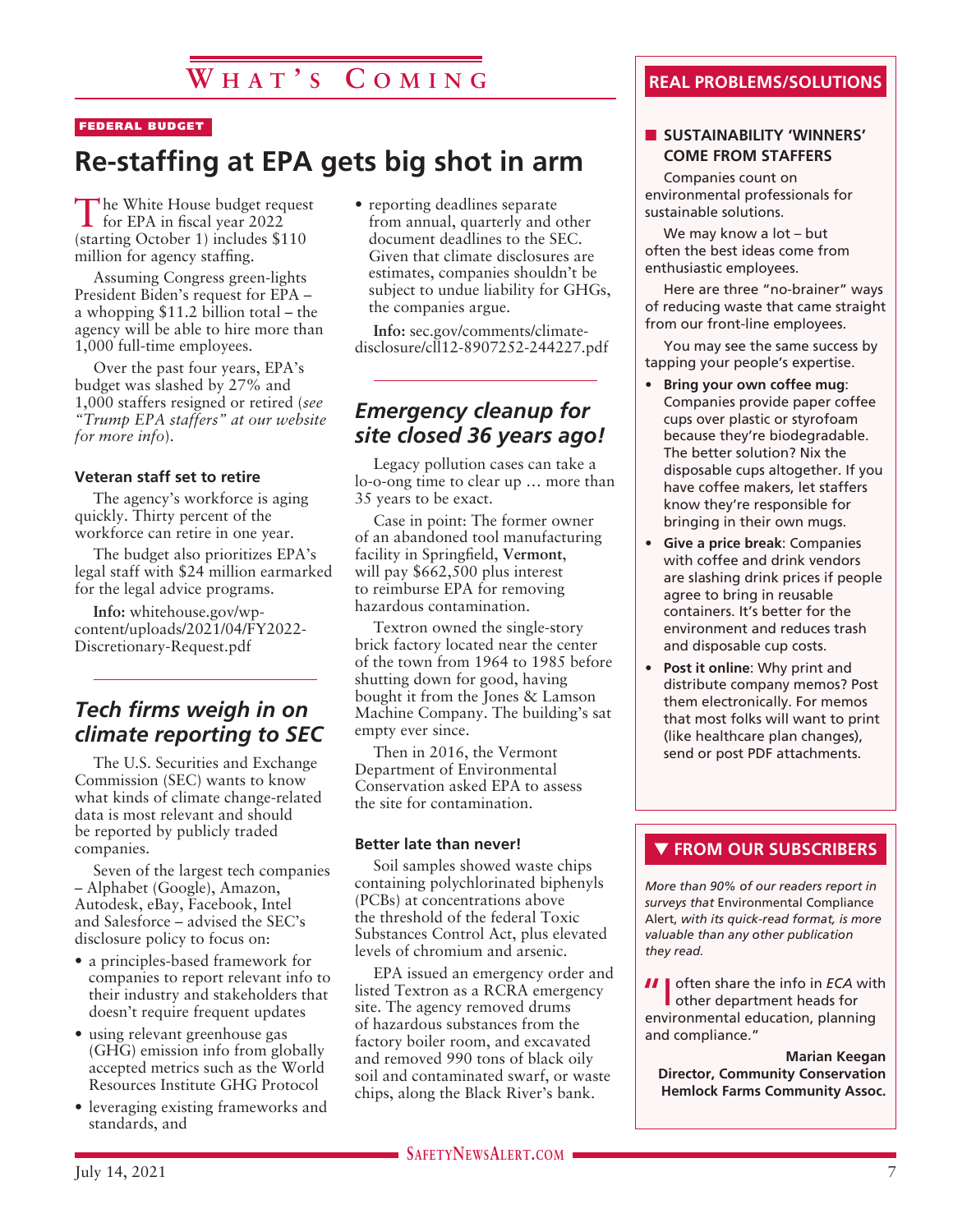# What's Coming

FEDERAL BUDGET

## Re-staffing at EPA gets big shot in arm

The White House budget request for EPA in fiscal year 2022 (starting October 1) includes $110 million for agency staffing.

Assuming Congress green-lights President Biden's request for EPA – a whopping $11.2 billion total – the agency will be able to hire more than 1,000 full-time employees.

Over the past four years, EPA's budget was slashed by 27% and 1,000 staffers resigned or retired (*see "Trump EPA staffers" at our website for more info*).

### Veteran staff set to retire

The agency's workforce is aging quickly. Thirty percent of the workforce can retire in one year.

The budget also prioritizes EPA's legal staff with $24 million earmarked for the legal advice programs.

**Info:** whitehouse.gov/wp-content/uploads/2021/04/FY2022-Discretionary-Request.pdf

## *Tech firms weigh in on climate reporting to SEC*

The U.S. Securities and Exchange Commission (SEC) wants to know what kinds of climate change-related data is most relevant and should be reported by publicly traded companies.

Seven of the largest tech companies – Alphabet (Google), Amazon, Autodesk, eBay, Facebook, Intel and Salesforce – advised the SEC's disclosure policy to focus on:

- a principles-based framework for companies to report relevant info to their industry and stakeholders that doesn't require frequent updates
- using relevant greenhouse gas (GHG) emission info from globally accepted metrics such as the World Resources Institute GHG Protocol
- leveraging existing frameworks and standards, and
- reporting deadlines separate from annual, quarterly and other document deadlines to the SEC. Given that climate disclosures are estimates, companies shouldn't be subject to undue liability for GHGs, the companies argue.

**Info:** sec.gov/comments/climate-disclosure/cll12-8907252-244227.pdf

## *Emergency cleanup for site closed 36 years ago!*

Legacy pollution cases can take a lo-o-ong time to clear up … more than 35 years to be exact.

Case in point: The former owner of an abandoned tool manufacturing facility in Springfield, **Vermont**, will pay $662,500 plus interest to reimburse EPA for removing hazardous contamination.

Textron owned the single-story brick factory located near the center of the town from 1964 to 1985 before shutting down for good, having bought it from the Jones & Lamson Machine Company. The building's sat empty ever since.

Then in 2016, the Vermont Department of Environmental Conservation asked EPA to assess the site for contamination.

### Better late than never!

Soil samples showed waste chips containing polychlorinated biphenyls (PCBs) at concentrations above the threshold of the federal Toxic Substances Control Act, plus elevated levels of chromium and arsenic.

EPA issued an emergency order and listed Textron as a RCRA emergency site. The agency removed drums of hazardous substances from the factory boiler room, and excavated and removed 990 tons of black oily soil and contaminated swarf, or waste chips, along the Black River's bank.

## REAL PROBLEMS/SOLUTIONS

### SUSTAINABILITY 'WINNERS' COME FROM STAFFERS

Companies count on environmental professionals for sustainable solutions.

We may know a lot – but often the best ideas come from enthusiastic employees.

Here are three "no-brainer" ways of reducing waste that came straight from our front-line employees.

You may see the same success by tapping your people's expertise.

- **Bring your own coffee mug**: Companies provide paper coffee cups over plastic or styrofoam because they're biodegradable. The better solution? Nix the disposable cups altogether. If you have coffee makers, let staffers know they're responsible for bringing in their own mugs.
- **Give a price break**: Companies with coffee and drink vendors are slashing drink prices if people agree to bring in reusable containers. It's better for the environment and reduces trash and disposable cup costs.
- **Post it online**: Why print and distribute company memos? Post them electronically. For memos that most folks will want to print (like healthcare plan changes), send or post PDF attachments.

## ▼ FROM OUR SUBSCRIBERS

*More than 90% of our readers report in surveys that* Environmental Compliance Alert, *with its quick-read format, is more valuable than any other publication they read.*

"I often share the info in *ECA* with other department heads for environmental education, planning and compliance."

**Marian Keegan**
**Director, Community Conservation**
**Hemlock Farms Community Assoc.**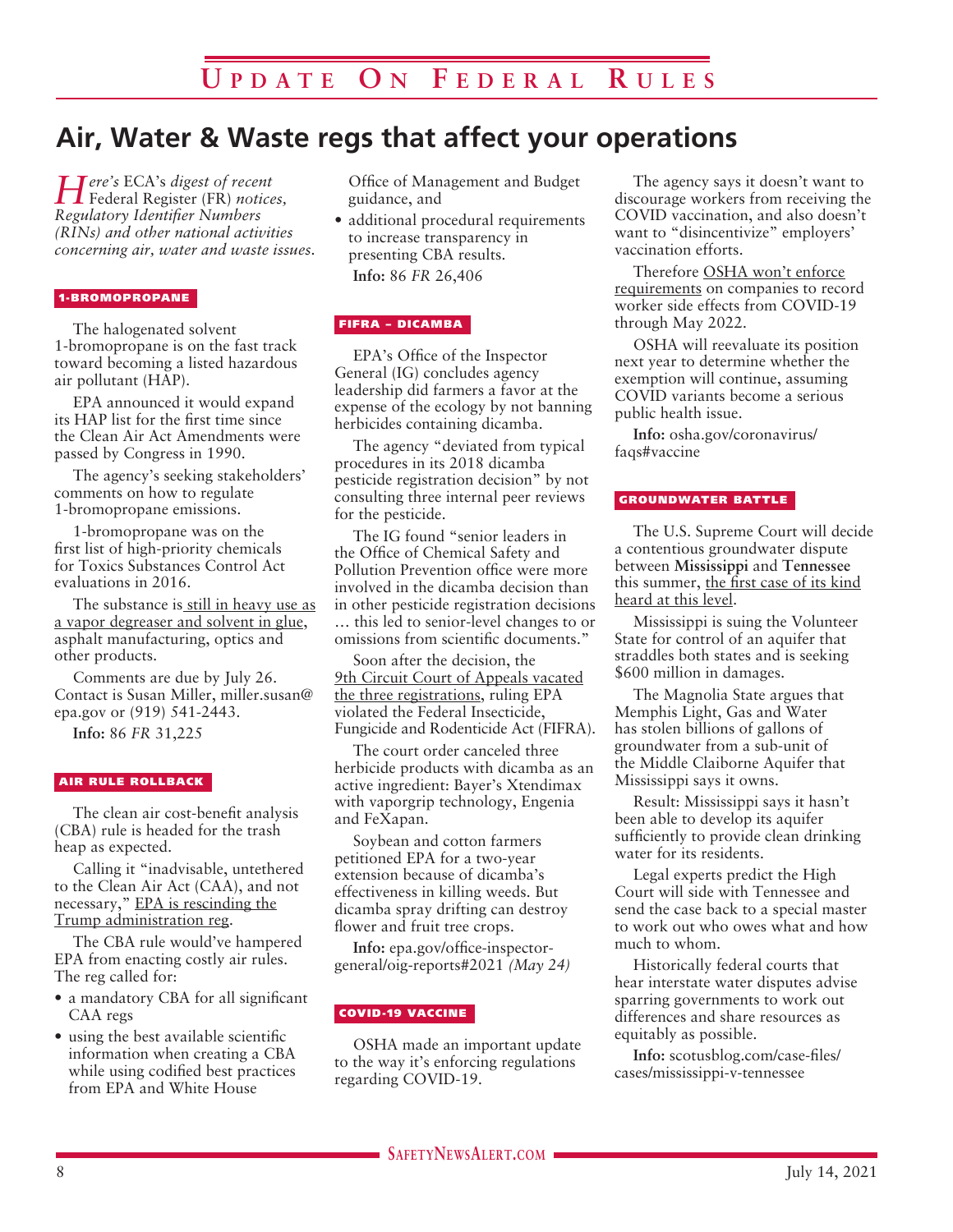## Update On Federal Rules

# Air, Water & Waste regs that affect your operations

*Here's* ECA's *digest of recent* Federal Register (FR) *notices, Regulatory Identifier Numbers (RINs) and other national activities concerning air, water and waste issues.*

### 1-BROMOPROPANE

The halogenated solvent 1-bromopropane is on the fast track toward becoming a listed hazardous air pollutant (HAP).

EPA announced it would expand its HAP list for the first time since the Clean Air Act Amendments were passed by Congress in 1990.

The agency's seeking stakeholders' comments on how to regulate 1-bromopropane emissions.

1-bromopropane was on the first list of high-priority chemicals for Toxics Substances Control Act evaluations in 2016.

The substance is still in heavy use as a vapor degreaser and solvent in glue, asphalt manufacturing, optics and other products.

Comments are due by July 26. Contact is Susan Miller, miller.susan@epa.gov or (919) 541-2443.

**Info:** 86 *FR* 31,225

### AIR RULE ROLLBACK

The clean air cost-benefit analysis (CBA) rule is headed for the trash heap as expected.

Calling it "inadvisable, untethered to the Clean Air Act (CAA), and not necessary," EPA is rescinding the Trump administration reg.

The CBA rule would've hampered EPA from enacting costly air rules. The reg called for:

- a mandatory CBA for all significant CAA regs
- using the best available scientific information when creating a CBA while using codified best practices from EPA and White House Office of Management and Budget guidance, and
- additional procedural requirements to increase transparency in presenting CBA results.

**Info:** 86 *FR* 26,406

### FIFRA – DICAMBA

EPA's Office of the Inspector General (IG) concludes agency leadership did farmers a favor at the expense of the ecology by not banning herbicides containing dicamba.

The agency "deviated from typical procedures in its 2018 dicamba pesticide registration decision" by not consulting three internal peer reviews for the pesticide.

The IG found "senior leaders in the Office of Chemical Safety and Pollution Prevention office were more involved in the dicamba decision than in other pesticide registration decisions … this led to senior-level changes to or omissions from scientific documents."

Soon after the decision, the 9th Circuit Court of Appeals vacated the three registrations, ruling EPA violated the Federal Insecticide, Fungicide and Rodenticide Act (FIFRA).

The court order canceled three herbicide products with dicamba as an active ingredient: Bayer's Xtendimax with vaporgrip technology, Engenia and FeXapan.

Soybean and cotton farmers petitioned EPA for a two-year extension because of dicamba's effectiveness in killing weeds. But dicamba spray drifting can destroy flower and fruit tree crops.

**Info:** epa.gov/office-inspector-general/oig-reports#2021 *(May 24)*

### COVID-19 VACCINE

OSHA made an important update to the way it's enforcing regulations regarding COVID-19.

The agency says it doesn't want to discourage workers from receiving the COVID vaccination, and also doesn't want to "disincentivize" employers' vaccination efforts.

Therefore OSHA won't enforce requirements on companies to record worker side effects from COVID-19 through May 2022.

OSHA will reevaluate its position next year to determine whether the exemption will continue, assuming COVID variants become a serious public health issue.

**Info:** osha.gov/coronavirus/faqs#vaccine

### GROUNDWATER BATTLE

The U.S. Supreme Court will decide a contentious groundwater dispute between **Mississippi** and **Tennessee** this summer, the first case of its kind heard at this level.

Mississippi is suing the Volunteer State for control of an aquifer that straddles both states and is seeking $600 million in damages.

The Magnolia State argues that Memphis Light, Gas and Water has stolen billions of gallons of groundwater from a sub-unit of the Middle Claiborne Aquifer that Mississippi says it owns.

Result: Mississippi says it hasn't been able to develop its aquifer sufficiently to provide clean drinking water for its residents.

Legal experts predict the High Court will side with Tennessee and send the case back to a special master to work out who owes what and how much to whom.

Historically federal courts that hear interstate water disputes advise sparring governments to work out differences and share resources as equitably as possible.

**Info:** scotusblog.com/case-files/cases/mississippi-v-tennessee